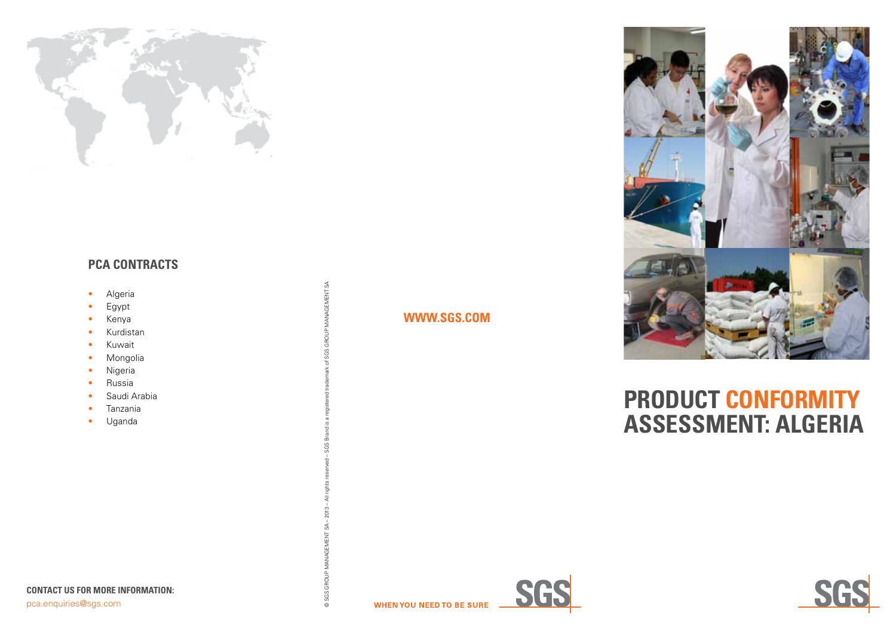# PRODUCT CONFORMITY ASSESSMENT: ALGERIA

## PCA CONTRACTS

- Algeria
- Egypt
- Kenya
- Kurdistan
- Kuwait
- Mongolia
- Nigeria
- Russia
- Saudi Arabia
- Tanzania
- Uganda

**WWW.SGS.COM**

**CONTACT US FOR MORE INFORMATION:**
pca.enquiries@sgs.com

© SGS GROUP MANAGEMENT SA – 2013 – All rights reserved – SGS Brand is a registered trademark of SGS GROUP MANAGEMENT SA

**WHEN YOU NEED TO BE SURE** SGS

SGS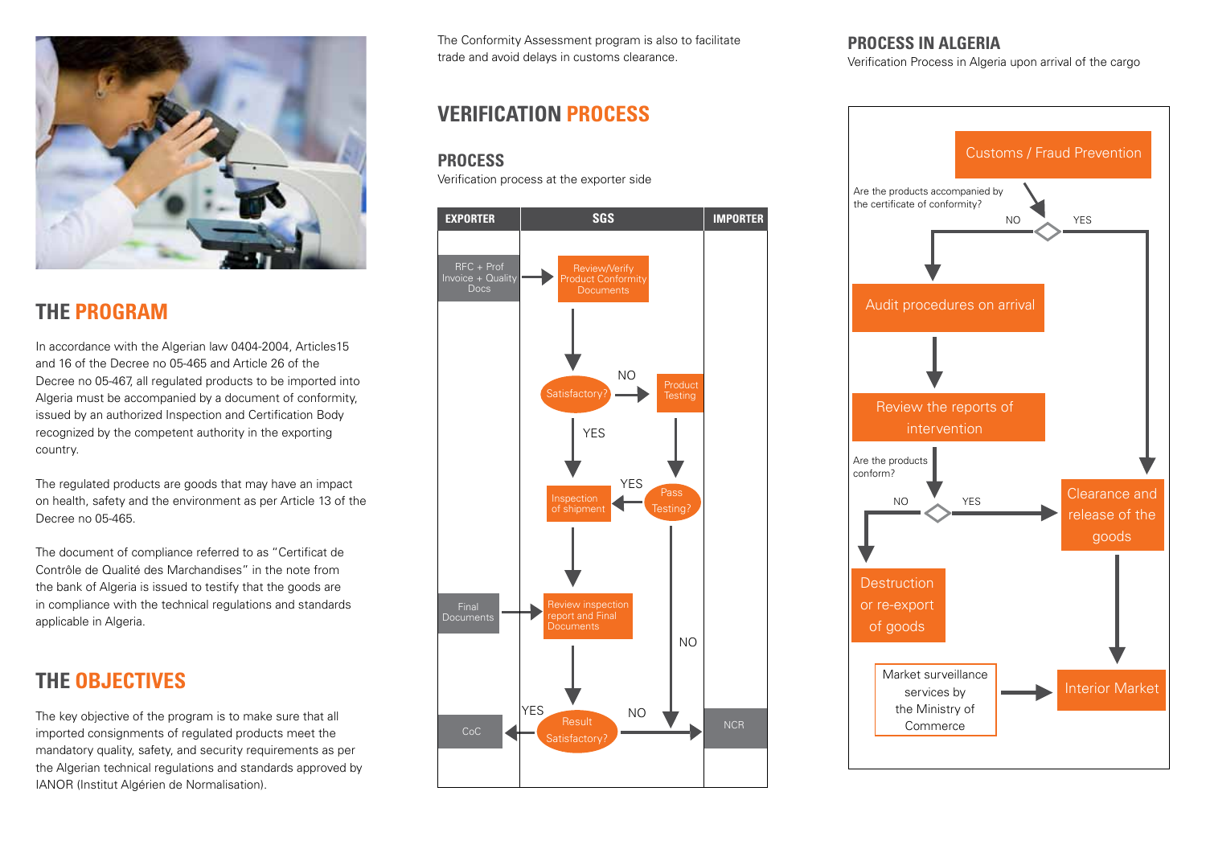## THE PROGRAM

In accordance with the Algerian law 0404-2004, Articles15 and 16 of the Decree no 05-465 and Article 26 of the Decree no 05-467, all regulated products to be imported into Algeria must be accompanied by a document of conformity, issued by an authorized Inspection and Certification Body recognized by the competent authority in the exporting country.

The regulated products are goods that may have an impact on health, safety and the environment as per Article 13 of the Decree no 05-465.

The document of compliance referred to as "Certificat de Contrôle de Qualité des Marchandises" in the note from the bank of Algeria is issued to testify that the goods are in compliance with the technical regulations and standards applicable in Algeria.

## THE OBJECTIVES

The key objective of the program is to make sure that all imported consignments of regulated products meet the mandatory quality, safety, and security requirements as per the Algerian technical regulations and standards approved by IANOR (Institut Algérien de Normalisation).

The Conformity Assessment program is also to facilitate trade and avoid delays in customs clearance.

## VERIFICATION PROCESS

### PROCESS

Verification process at the exporter side

EXPORTER
SGS
IMPORTER

RFC + Prof Invoice + Quality Docs
Review/Verify Product Conformity Documents
Satisfactory?
NO
Product Testing
YES
Pass Testing?
YES
Inspection of shipment
NO
Final Documents
Review inspection report and Final Documents
YES
Result Satisfactory?
NO
CoC
NCR

### PROCESS IN ALGERIA

Verification Process in Algeria upon arrival of the cargo

Customs / Fraud Prevention
Are the products accompanied by the certificate of conformity?
NO
YES
Audit procedures on arrival
Review the reports of intervention
Are the products conform?
NO
YES
Destruction or re-export of goods
Clearance and release of the goods
Market surveillance services by the Ministry of Commerce
Interior Market